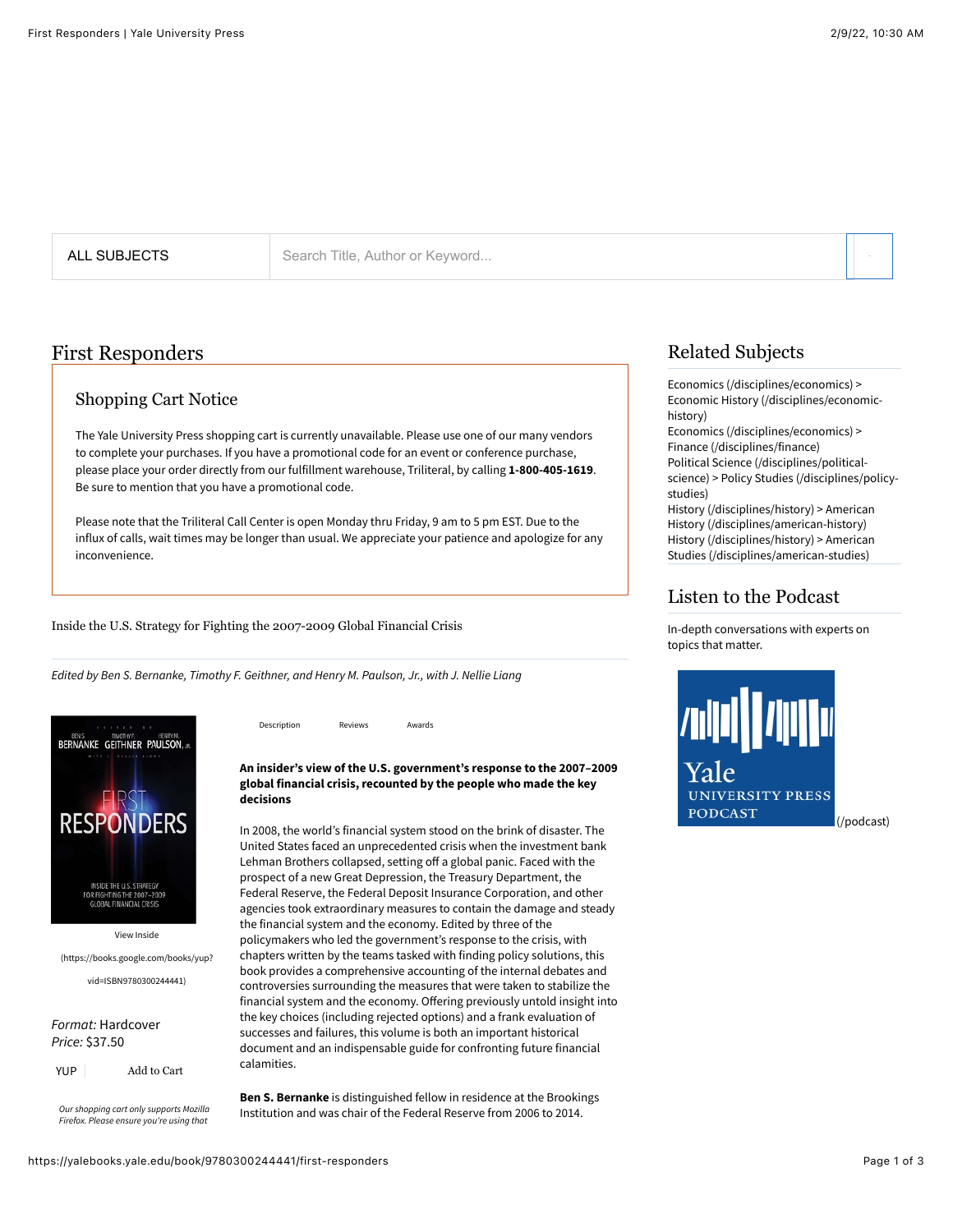ALL SUBJECTS

Search Title, Author or Keyword...

# First Responders

## Shopping Cart Notice

The Yale University Press shopping cart is currently unavailable. Please use one of our many vendors to complete your purchases. If you have a promotional code for an event or conference purchase, please place your order directly from our fulfillment warehouse, Triliteral, by calling **1-800-405-1619**. Be sure to mention that you have a promotional code.

Please note that the Triliteral Call Center is open Monday thru Friday, 9 am to 5 pm EST. Due to the influx of calls, wait times may be longer than usual. We appreciate your patience and apologize for any inconvenience.

Inside the U.S. Strategy for Fighting the 2007-2009 Global Financial Crisis

*Edited by Ben S. Bernanke, Timothy F. Geithner, and Henry M. Paulson, Jr., with J. Nellie Liang*

View Inside (https://books.google.com/books/yup?vid=ISBN9780300244441)

*Format:* Hardcover
*Price:* $37.50

YUP | Add to Cart

*Our shopping cart only supports Mozilla Firefox. Please ensure you're using that*

Description | Reviews | Awards

**An insider's view of the U.S. government's response to the 2007–2009 global financial crisis, recounted by the people who made the key decisions**

In 2008, the world's financial system stood on the brink of disaster. The United States faced an unprecedented crisis when the investment bank Lehman Brothers collapsed, setting off a global panic. Faced with the prospect of a new Great Depression, the Treasury Department, the Federal Reserve, the Federal Deposit Insurance Corporation, and other agencies took extraordinary measures to contain the damage and steady the financial system and the economy. Edited by three of the policymakers who led the government's response to the crisis, with chapters written by the teams tasked with finding policy solutions, this book provides a comprehensive accounting of the internal debates and controversies surrounding the measures that were taken to stabilize the financial system and the economy. Offering previously untold insight into the key choices (including rejected options) and a frank evaluation of successes and failures, this volume is both an important historical document and an indispensable guide for confronting future financial calamities.

**Ben S. Bernanke** is distinguished fellow in residence at the Brookings Institution and was chair of the Federal Reserve from 2006 to 2014.

## Related Subjects

Economics (/disciplines/economics) > Economic History (/disciplines/economic-history)
Economics (/disciplines/economics) > Finance (/disciplines/finance)
Political Science (/disciplines/political-science) > Policy Studies (/disciplines/policy-studies)
History (/disciplines/history) > American History (/disciplines/american-history)
History (/disciplines/history) > American Studies (/disciplines/american-studies)

## Listen to the Podcast

In-depth conversations with experts on topics that matter.

(/podcast)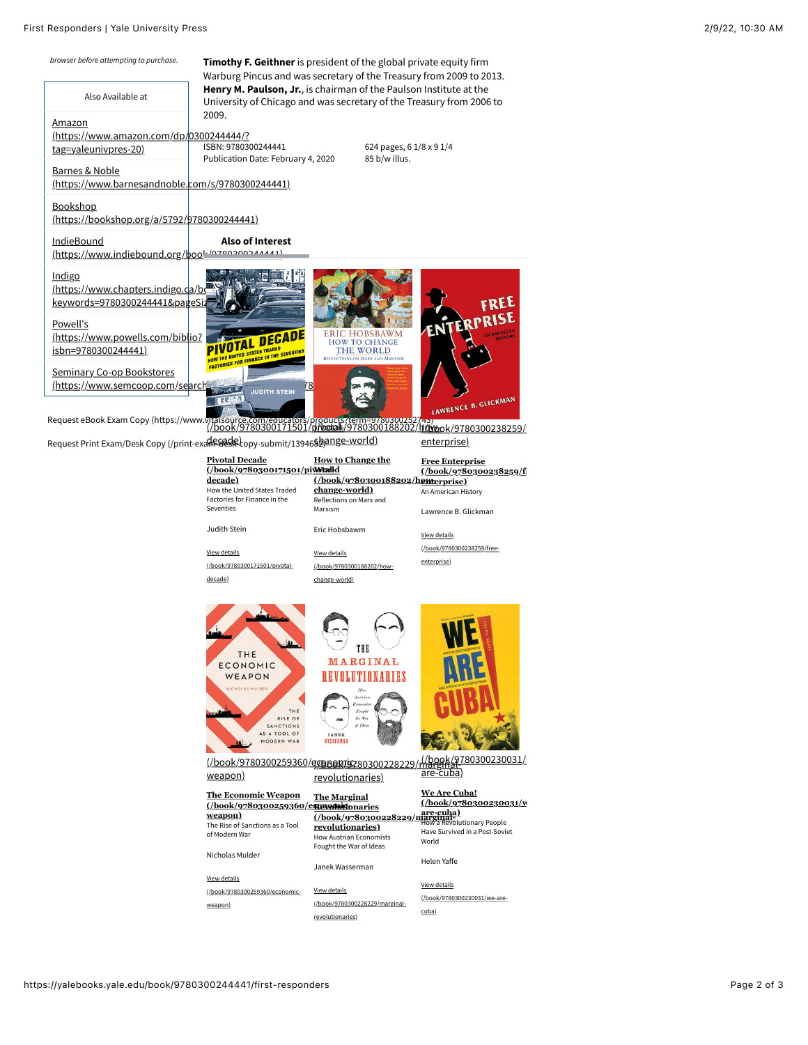*browser before attempting to purchase.*

**Timothy F. Geithner** is president of the global private equity firm Warburg Pincus and was secretary of the Treasury from 2009 to 2013. **Henry M. Paulson, Jr.**, is chairman of the Paulson Institute at the University of Chicago and was secretary of the Treasury from 2006 to 2009.

ISBN: 9780300244441
Publication Date: February 4, 2020

624 pages, 6 1/8 x 9 1/4
85 b/w illus.

| Also Available at |
|---|
| Amazon (https://www.amazon.com/dp/0300244444/?tag=yaleunivpres-20) |
| Barnes & Noble (https://www.barnesandnoble.com/s/9780300244441) |
| Bookshop (https://bookshop.org/a/5792/9780300244441) |
| IndieBound (https://www.indiebound.org/book/9780300244441) |
| Indigo (https://www.chapters.indigo.ca/books?keywords=9780300244441&pageSize...) |
| Powell's (https://www.powells.com/biblio?isbn=9780300244441) |
| Seminary Co-op Bookstores (https://www.semcoop.com/search...) |

Request eBook Exam Copy (https://www.vitalsource.com/educators/products/?term=9780300252743)

Request Print Exam/Desk Copy (/print-exam-desk-copy-submit/1394652)

## Also of Interest

(/book/9780300171501/pivotal-decade)

**Pivotal Decade (/book/9780300171501/pivotal-decade)**
How the United States Traded Factories for Finance in the Seventies

Judith Stein

View details (/book/9780300171501/pivotal-decade)

(/book/9780300188202/how-change-world)

**How to Change the World (/book/9780300188202/how-change-world)**
Reflections on Marx and Marxism

Eric Hobsbawm

View details (/book/9780300188202/how-change-world)

(/book/9780300238259/free-enterprise)

**Free Enterprise (/book/9780300238259/free-enterprise)**
An American History

Lawrence B. Glickman

View details (/book/9780300238259/free-enterprise)

(/book/9780300259360/economic-weapon)

**The Economic Weapon (/book/9780300259360/economic-weapon)**
The Rise of Sanctions as a Tool of Modern War

Nicholas Mulder

View details (/book/9780300259360/economic-weapon)

(/book/9780300228229/marginal-revolutionaries)

**The Marginal Revolutionaries (/book/9780300228229/marginal-revolutionaries)**
How Austrian Economists Fought the War of Ideas

Janek Wasserman

View details (/book/9780300228229/marginal-revolutionaries)

(/book/9780300230031/we-are-cuba)

**We Are Cuba! (/book/9780300230031/we-are-cuba)**
How a Revolutionary People Have Survived in a Post-Soviet World

Helen Yaffe

View details (/book/9780300230031/we-are-cuba)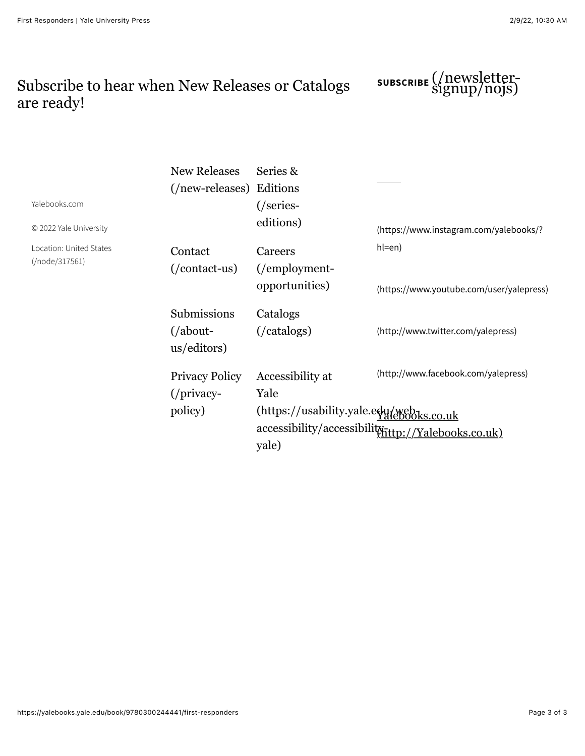Subscribe to hear when New Releases or Catalogs are ready!

**SUBSCRIBE** (/newsletter-signup/nojs)

Yalebooks.com

© 2022 Yale University

Location: United States (/node/317561)

New Releases (/new-releases)

Series & Editions (/series-editions)

Contact (/contact-us)

Careers (/employment-opportunities)

Submissions (/about-us/editors)

Catalogs (/catalogs)

Privacy Policy (/privacy-policy)

Accessibility at Yale (https://usability.yale.edu/web-accessibility/accessibility-yale)

(https://www.instagram.com/yalebooks/?hl=en)

(https://www.youtube.com/user/yalepress)

(http://www.twitter.com/yalepress)

(http://www.facebook.com/yalepress)

Yalebooks.co.uk (http://Yalebooks.co.uk)